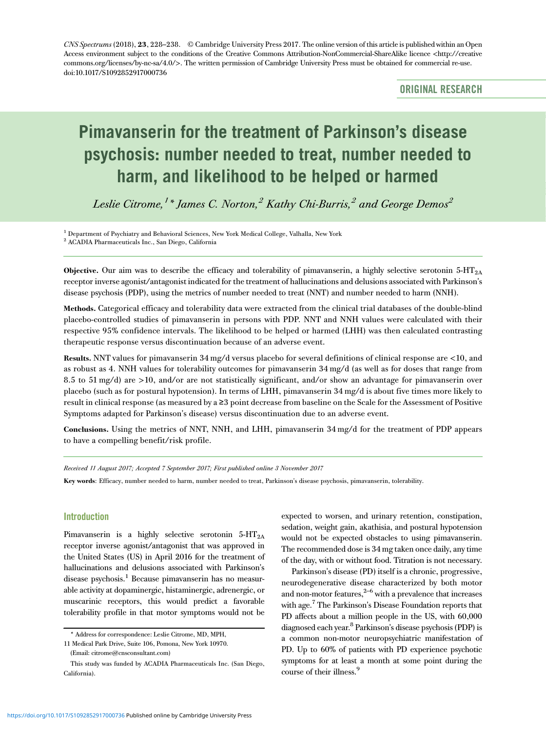CNS Spectrums (2018), **23**, 228–238. © Cambridge University Press 2017. The online version of this article is published within an Open Access environment subject to the conditions of the Creative Commons Attribution-NonCommercial-ShareAlike licence <http://creativecommons.org/licenses/by-nc-sa/4.0/>. The written permission of Cambridge University Press must be obtained for commercial re-use. doi:10.1017/S1092852917000736

**ORIGINAL RESEARCH**

# Pimavanserin for the treatment of Parkinson's disease psychosis: number needed to treat, number needed to harm, and likelihood to be helped or harmed

*Leslie Citrome,[1]* James C. Norton,[2] Kathy Chi-Burris,[2] and George Demos[2]*

[1] Department of Psychiatry and Behavioral Sciences, New York Medical College, Valhalla, New York
[2] ACADIA Pharmaceuticals Inc., San Diego, California

**Objective.** Our aim was to describe the efficacy and tolerability of pimavanserin, a highly selective serotonin 5-$HT_{2A}$ receptor inverse agonist/antagonist indicated for the treatment of hallucinations and delusions associated with Parkinson's disease psychosis (PDP), using the metrics of number needed to treat (NNT) and number needed to harm (NNH).

**Methods.** Categorical efficacy and tolerability data were extracted from the clinical trial databases of the double-blind placebo-controlled studies of pimavanserin in persons with PDP. NNT and NNH values were calculated with their respective 95% confidence intervals. The likelihood to be helped or harmed (LHH) was then calculated contrasting therapeutic response versus discontinuation because of an adverse event.

**Results.** NNT values for pimavanserin 34 mg/d versus placebo for several definitions of clinical response are <10, and as robust as 4. NNH values for tolerability outcomes for pimavanserin 34 mg/d (as well as for doses that range from 8.5 to 51 mg/d) are >10, and/or are not statistically significant, and/or show an advantage for pimavanserin over placebo (such as for postural hypotension). In terms of LHH, pimavanserin 34 mg/d is about five times more likely to result in clinical response (as measured by a ≥3 point decrease from baseline on the Scale for the Assessment of Positive Symptoms adapted for Parkinson's disease) versus discontinuation due to an adverse event.

**Conclusions.** Using the metrics of NNT, NNH, and LHH, pimavanserin 34 mg/d for the treatment of PDP appears to have a compelling benefit/risk profile.

*Received 11 August 2017; Accepted 7 September 2017; First published online 3 November 2017*

**Key words**: Efficacy, number needed to harm, number needed to treat, Parkinson's disease psychosis, pimavanserin, tolerability.

## Introduction

Pimavanserin is a highly selective serotonin 5-$HT_{2A}$ receptor inverse agonist/antagonist that was approved in the United States (US) in April 2016 for the treatment of hallucinations and delusions associated with Parkinson's disease psychosis.[1] Because pimavanserin has no measurable activity at dopaminergic, histaminergic, adrenergic, or muscarinic receptors, this would predict a favorable tolerability profile in that motor symptoms would not be expected to worsen, and urinary retention, constipation, sedation, weight gain, akathisia, and postural hypotension would not be expected obstacles to using pimavanserin. The recommended dose is 34 mg taken once daily, any time of the day, with or without food. Titration is not necessary.

Parkinson's disease (PD) itself is a chronic, progressive, neurodegenerative disease characterized by both motor and non-motor features,[2–6] with a prevalence that increases with age.[7] The Parkinson's Disease Foundation reports that PD affects about a million people in the US, with 60,000 diagnosed each year.[8] Parkinson's disease psychosis (PDP) is a common non-motor neuropsychiatric manifestation of PD. Up to 60% of patients with PD experience psychotic symptoms for at least a month at some point during the course of their illness.[9]

\* Address for correspondence: Leslie Citrome, MD, MPH, 11 Medical Park Drive, Suite 106, Pomona, New York 10970. (Email: citrome@cnsconsultant.com)

This study was funded by ACADIA Pharmaceuticals Inc. (San Diego, California).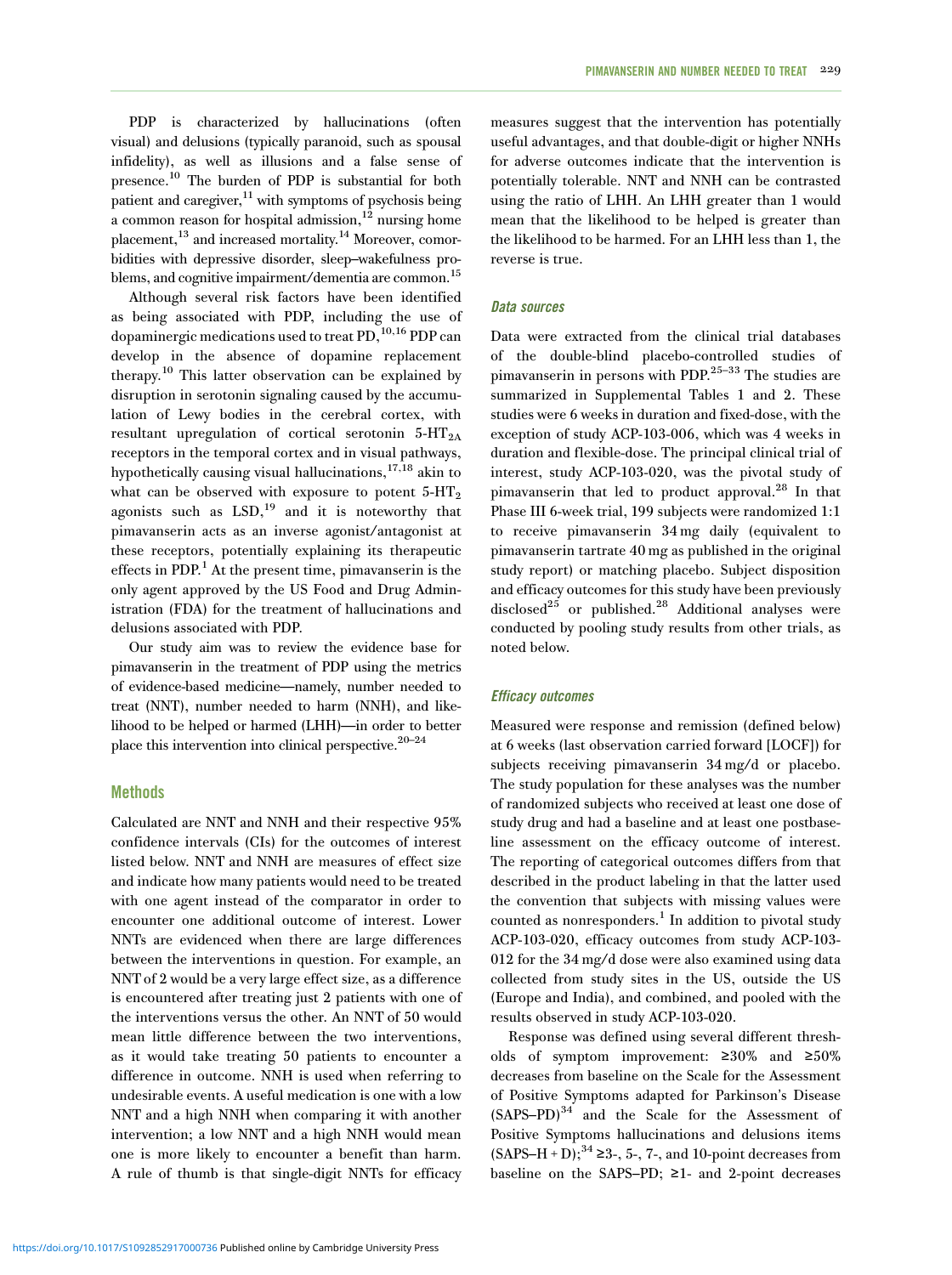PDP is characterized by hallucinations (often visual) and delusions (typically paranoid, such as spousal infidelity), as well as illusions and a false sense of presence.[10] The burden of PDP is substantial for both patient and caregiver,[11] with symptoms of psychosis being a common reason for hospital admission,[12] nursing home placement,[13] and increased mortality.[14] Moreover, comorbidities with depressive disorder, sleep–wakefulness problems, and cognitive impairment/dementia are common.[15]

Although several risk factors have been identified as being associated with PDP, including the use of dopaminergic medications used to treat PD,[10,16] PDP can develop in the absence of dopamine replacement therapy.[10] This latter observation can be explained by disruption in serotonin signaling caused by the accumulation of Lewy bodies in the cerebral cortex, with resultant upregulation of cortical serotonin 5-$HT_{2A}$ receptors in the temporal cortex and in visual pathways, hypothetically causing visual hallucinations,[17,18] akin to what can be observed with exposure to potent 5-$HT_2$ agonists such as LSD,[19] and it is noteworthy that pimavanserin acts as an inverse agonist/antagonist at these receptors, potentially explaining its therapeutic effects in PDP.[1] At the present time, pimavanserin is the only agent approved by the US Food and Drug Administration (FDA) for the treatment of hallucinations and delusions associated with PDP.

Our study aim was to review the evidence base for pimavanserin in the treatment of PDP using the metrics of evidence-based medicine—namely, number needed to treat (NNT), number needed to harm (NNH), and likelihood to be helped or harmed (LHH)—in order to better place this intervention into clinical perspective.[20–24]

## Methods

Calculated are NNT and NNH and their respective 95% confidence intervals (CIs) for the outcomes of interest listed below. NNT and NNH are measures of effect size and indicate how many patients would need to be treated with one agent instead of the comparator in order to encounter one additional outcome of interest. Lower NNTs are evidenced when there are large differences between the interventions in question. For example, an NNT of 2 would be a very large effect size, as a difference is encountered after treating just 2 patients with one of the interventions versus the other. An NNT of 50 would mean little difference between the two interventions, as it would take treating 50 patients to encounter a difference in outcome. NNH is used when referring to undesirable events. A useful medication is one with a low NNT and a high NNH when comparing it with another intervention; a low NNT and a high NNH would mean one is more likely to encounter a benefit than harm. A rule of thumb is that single-digit NNTs for efficacy measures suggest that the intervention has potentially useful advantages, and that double-digit or higher NNHs for adverse outcomes indicate that the intervention is potentially tolerable. NNT and NNH can be contrasted using the ratio of LHH. An LHH greater than 1 would mean that the likelihood to be helped is greater than the likelihood to be harmed. For an LHH less than 1, the reverse is true.

### Data sources

Data were extracted from the clinical trial databases of the double-blind placebo-controlled studies of pimavanserin in persons with PDP.[25–33] The studies are summarized in Supplemental Tables 1 and 2. These studies were 6 weeks in duration and fixed-dose, with the exception of study ACP-103-006, which was 4 weeks in duration and flexible-dose. The principal clinical trial of interest, study ACP-103-020, was the pivotal study of pimavanserin that led to product approval.[28] In that Phase III 6-week trial, 199 subjects were randomized 1:1 to receive pimavanserin 34 mg daily (equivalent to pimavanserin tartrate 40 mg as published in the original study report) or matching placebo. Subject disposition and efficacy outcomes for this study have been previously disclosed[25] or published.[28] Additional analyses were conducted by pooling study results from other trials, as noted below.

### Efficacy outcomes

Measured were response and remission (defined below) at 6 weeks (last observation carried forward [LOCF]) for subjects receiving pimavanserin 34 mg/d or placebo. The study population for these analyses was the number of randomized subjects who received at least one dose of study drug and had a baseline and at least one postbaseline assessment on the efficacy outcome of interest. The reporting of categorical outcomes differs from that described in the product labeling in that the latter used the convention that subjects with missing values were counted as nonresponders.[1] In addition to pivotal study ACP-103-020, efficacy outcomes from study ACP-103-012 for the 34 mg/d dose were also examined using data collected from study sites in the US, outside the US (Europe and India), and combined, and pooled with the results observed in study ACP-103-020.

Response was defined using several different thresholds of symptom improvement: ≥30% and ≥50% decreases from baseline on the Scale for the Assessment of Positive Symptoms adapted for Parkinson's Disease (SAPS–PD)[34] and the Scale for the Assessment of Positive Symptoms hallucinations and delusions items (SAPS–H + D);[34] ≥3-, 5-, 7-, and 10-point decreases from baseline on the SAPS–PD; ≥1- and 2-point decreases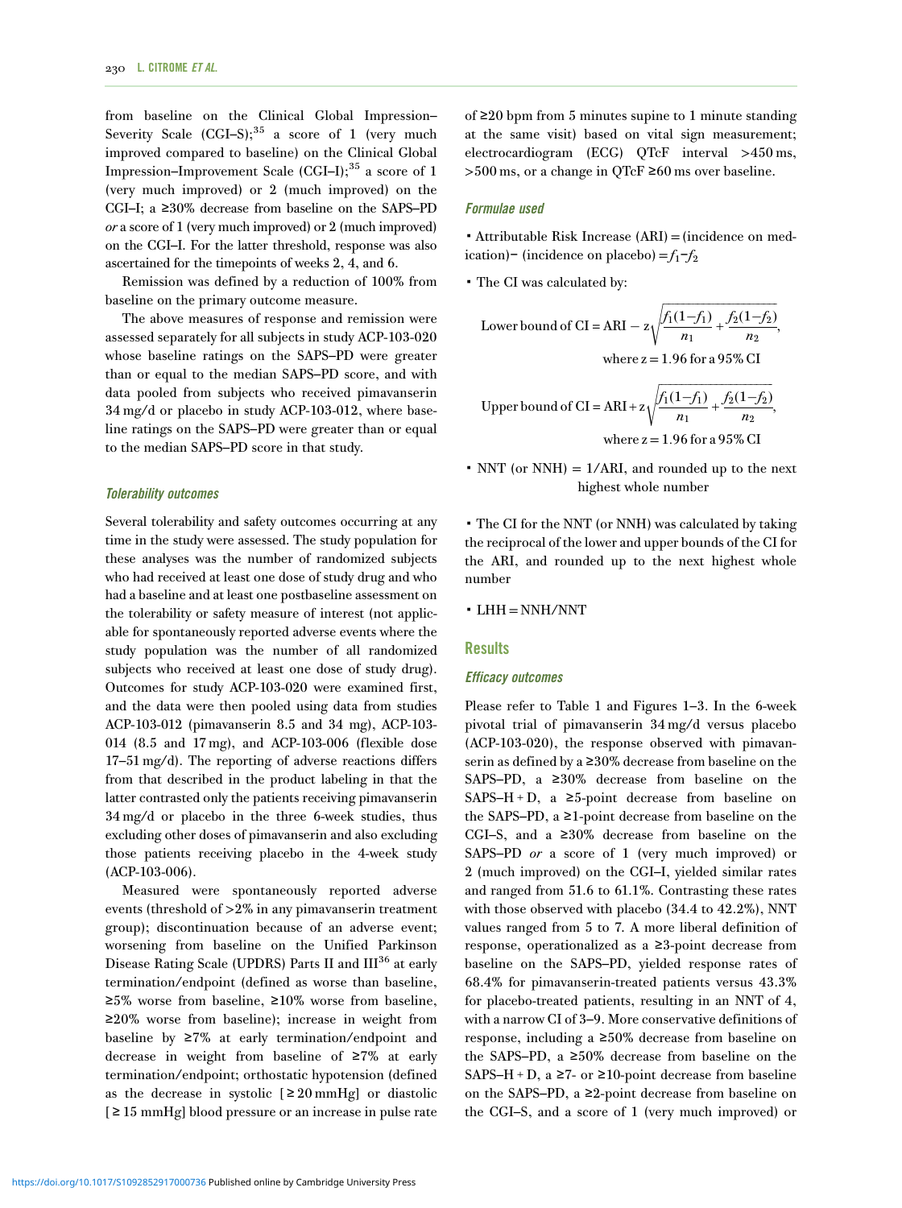from baseline on the Clinical Global Impression–Severity Scale (CGI–S);[35] a score of 1 (very much improved compared to baseline) on the Clinical Global Impression–Improvement Scale (CGI–I);[35] a score of 1 (very much improved) or 2 (much improved) on the CGI–I; a ≥30% decrease from baseline on the SAPS–PD *or* a score of 1 (very much improved) or 2 (much improved) on the CGI–I. For the latter threshold, response was also ascertained for the timepoints of weeks 2, 4, and 6.

Remission was defined by a reduction of 100% from baseline on the primary outcome measure.

The above measures of response and remission were assessed separately for all subjects in study ACP-103-020 whose baseline ratings on the SAPS–PD were greater than or equal to the median SAPS–PD score, and with data pooled from subjects who received pimavanserin 34 mg/d or placebo in study ACP-103-012, where baseline ratings on the SAPS–PD were greater than or equal to the median SAPS–PD score in that study.

### *Tolerability outcomes*

Several tolerability and safety outcomes occurring at any time in the study were assessed. The study population for these analyses was the number of randomized subjects who had received at least one dose of study drug and who had a baseline and at least one postbaseline assessment on the tolerability or safety measure of interest (not applicable for spontaneously reported adverse events where the study population was the number of all randomized subjects who received at least one dose of study drug). Outcomes for study ACP-103-020 were examined first, and the data were then pooled using data from studies ACP-103-012 (pimavanserin 8.5 and 34 mg), ACP-103-014 (8.5 and 17 mg), and ACP-103-006 (flexible dose 17–51 mg/d). The reporting of adverse reactions differs from that described in the product labeling in that the latter contrasted only the patients receiving pimavanserin 34 mg/d or placebo in the three 6-week studies, thus excluding other doses of pimavanserin and also excluding those patients receiving placebo in the 4-week study (ACP-103-006).

Measured were spontaneously reported adverse events (threshold of >2% in any pimavanserin treatment group); discontinuation because of an adverse event; worsening from baseline on the Unified Parkinson Disease Rating Scale (UPDRS) Parts II and III[36] at early termination/endpoint (defined as worse than baseline, ≥5% worse from baseline, ≥10% worse from baseline, ≥20% worse from baseline); increase in weight from baseline by ≥7% at early termination/endpoint and decrease in weight from baseline of ≥7% at early termination/endpoint; orthostatic hypotension (defined as the decrease in systolic [≥20 mmHg] or diastolic [≥15 mmHg] blood pressure or an increase in pulse rate of ≥20 bpm from 5 minutes supine to 1 minute standing at the same visit) based on vital sign measurement; electrocardiogram (ECG) QTcF interval >450 ms, >500 ms, or a change in QTcF ≥60 ms over baseline.

### *Formulae used*

- Attributable Risk Increase (ARI) = (incidence on medication) − (incidence on placebo) = $f_1 - f_2$
- The CI was calculated by:

$$\text{Lower bound of CI} = \text{ARI} - z\sqrt{\frac{f_1(1-f_1)}{n_1} + \frac{f_2(1-f_2)}{n_2}},$$
where $z = 1.96$ for a 95% CI

$$\text{Upper bound of CI} = \text{ARI} + z\sqrt{\frac{f_1(1-f_1)}{n_1} + \frac{f_2(1-f_2)}{n_2}},$$
where $z = 1.96$ for a 95% CI

- NNT (or NNH) = 1/ARI, and rounded up to the next highest whole number
- The CI for the NNT (or NNH) was calculated by taking the reciprocal of the lower and upper bounds of the CI for the ARI, and rounded up to the next highest whole number
- LHH = NNH/NNT

## Results

### *Efficacy outcomes*

Please refer to Table 1 and Figures 1–3. In the 6-week pivotal trial of pimavanserin 34 mg/d versus placebo (ACP-103-020), the response observed with pimavanserin as defined by a ≥30% decrease from baseline on the SAPS–PD, a ≥30% decrease from baseline on the SAPS–H + D, a ≥5-point decrease from baseline on the SAPS–PD, a ≥1-point decrease from baseline on the CGI–S, and a ≥30% decrease from baseline on the SAPS–PD *or* a score of 1 (very much improved) or 2 (much improved) on the CGI–I, yielded similar rates and ranged from 51.6 to 61.1%. Contrasting these rates with those observed with placebo (34.4 to 42.2%), NNT values ranged from 5 to 7. A more liberal definition of response, operationalized as a ≥3-point decrease from baseline on the SAPS–PD, yielded response rates of 68.4% for pimavanserin-treated patients versus 43.3% for placebo-treated patients, resulting in an NNT of 4, with a narrow CI of 3–9. More conservative definitions of response, including a ≥50% decrease from baseline on the SAPS–PD, a ≥50% decrease from baseline on the SAPS–H + D, a ≥7- or ≥10-point decrease from baseline on the SAPS–PD, a ≥2-point decrease from baseline on the CGI–S, and a score of 1 (very much improved) or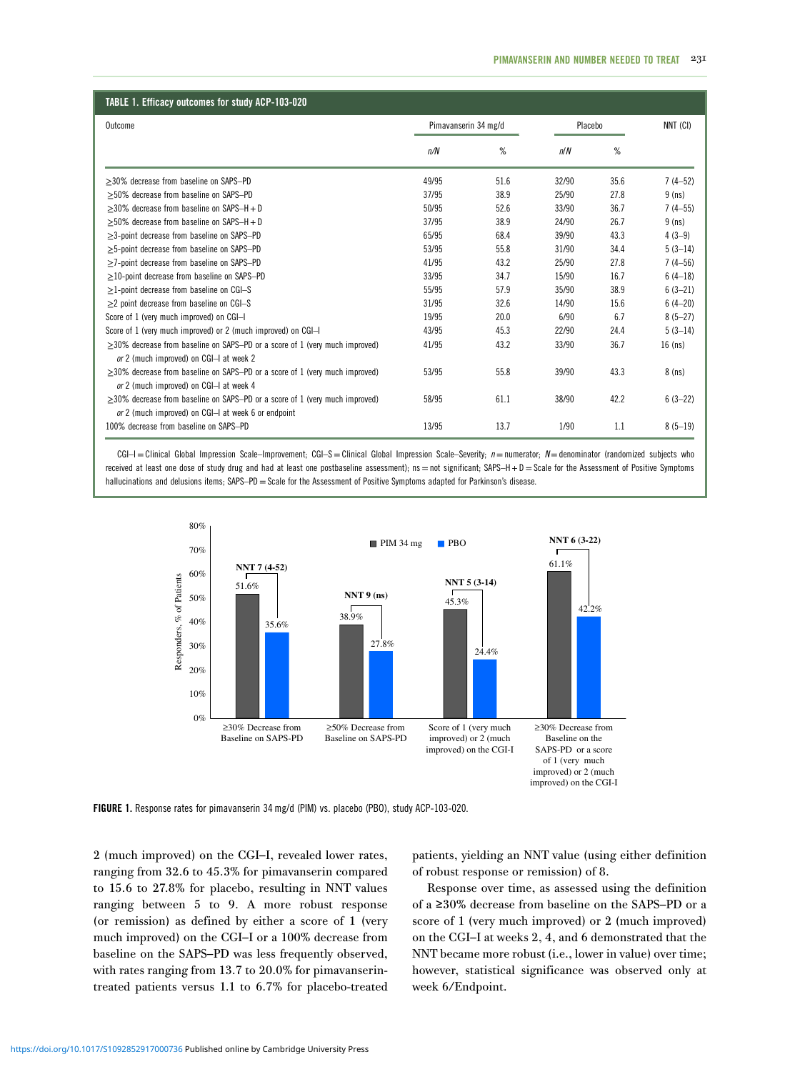**TABLE 1. Efficacy outcomes for study ACP-103-020**

| Outcome | Pimavanserin 34 mg/d | | Placebo | | NNT (CI) |
|---|---|---|---|---|---|
| | *n/N* | % | *n/N* | % | |
| ≥30% decrease from baseline on SAPS–PD | 49/95 | 51.6 | 32/90 | 35.6 | 7 (4–52) |
| ≥50% decrease from baseline on SAPS–PD | 37/95 | 38.9 | 25/90 | 27.8 | 9 (ns) |
| ≥30% decrease from baseline on SAPS–H + D | 50/95 | 52.6 | 33/90 | 36.7 | 7 (4–55) |
| ≥50% decrease from baseline on SAPS–H + D | 37/95 | 38.9 | 24/90 | 26.7 | 9 (ns) |
| ≥3-point decrease from baseline on SAPS–PD | 65/95 | 68.4 | 39/90 | 43.3 | 4 (3–9) |
| ≥5-point decrease from baseline on SAPS–PD | 53/95 | 55.8 | 31/90 | 34.4 | 5 (3–14) |
| ≥7-point decrease from baseline on SAPS–PD | 41/95 | 43.2 | 25/90 | 27.8 | 7 (4–56) |
| ≥10-point decrease from baseline on SAPS–PD | 33/95 | 34.7 | 15/90 | 16.7 | 6 (4–18) |
| ≥1-point decrease from baseline on CGI–S | 55/95 | 57.9 | 35/90 | 38.9 | 6 (3–21) |
| ≥2 point decrease from baseline on CGI–S | 31/95 | 32.6 | 14/90 | 15.6 | 6 (4–20) |
| Score of 1 (very much improved) on CGI–I | 19/95 | 20.0 | 6/90 | 6.7 | 8 (5–27) |
| Score of 1 (very much improved) or 2 (much improved) on CGI–I | 43/95 | 45.3 | 22/90 | 24.4 | 5 (3–14) |
| ≥30% decrease from baseline on SAPS–PD or a score of 1 (very much improved) *or* 2 (much improved) on CGI–I at week 2 | 41/95 | 43.2 | 33/90 | 36.7 | 16 (ns) |
| ≥30% decrease from baseline on SAPS–PD or a score of 1 (very much improved) *or* 2 (much improved) on CGI–I at week 4 | 53/95 | 55.8 | 39/90 | 43.3 | 8 (ns) |
| ≥30% decrease from baseline on SAPS–PD or a score of 1 (very much improved) *or* 2 (much improved) on CGI–I at week 6 or endpoint | 58/95 | 61.1 | 38/90 | 42.2 | 6 (3–22) |
| 100% decrease from baseline on SAPS–PD | 13/95 | 13.7 | 1/90 | 1.1 | 8 (5–19) |

CGI–I = Clinical Global Impression Scale–Improvement; CGI–S = Clinical Global Impression Scale–Severity; *n* = numerator; *N* = denominator (randomized subjects who received at least one dose of study drug and had at least one postbaseline assessment); ns = not significant; SAPS–H + D = Scale for the Assessment of Positive Symptoms hallucinations and delusions items; SAPS–PD = Scale for the Assessment of Positive Symptoms adapted for Parkinson's disease.

**FIGURE 1.** Response rates for pimavanserin 34 mg/d (PIM) vs. placebo (PBO), study ACP-103-020.

2 (much improved) on the CGI–I, revealed lower rates, ranging from 32.6 to 45.3% for pimavanserin compared to 15.6 to 27.8% for placebo, resulting in NNT values ranging between 5 to 9. A more robust response (or remission) as defined by either a score of 1 (very much improved) on the CGI–I or a 100% decrease from baseline on the SAPS–PD was less frequently observed, with rates ranging from 13.7 to 20.0% for pimavanserin-treated patients versus 1.1 to 6.7% for placebo-treated patients, yielding an NNT value (using either definition of robust response or remission) of 8.

Response over time, as assessed using the definition of a ≥30% decrease from baseline on the SAPS–PD or a score of 1 (very much improved) or 2 (much improved) on the CGI–I at weeks 2, 4, and 6 demonstrated that the NNT became more robust (i.e., lower in value) over time; however, statistical significance was observed only at week 6/Endpoint.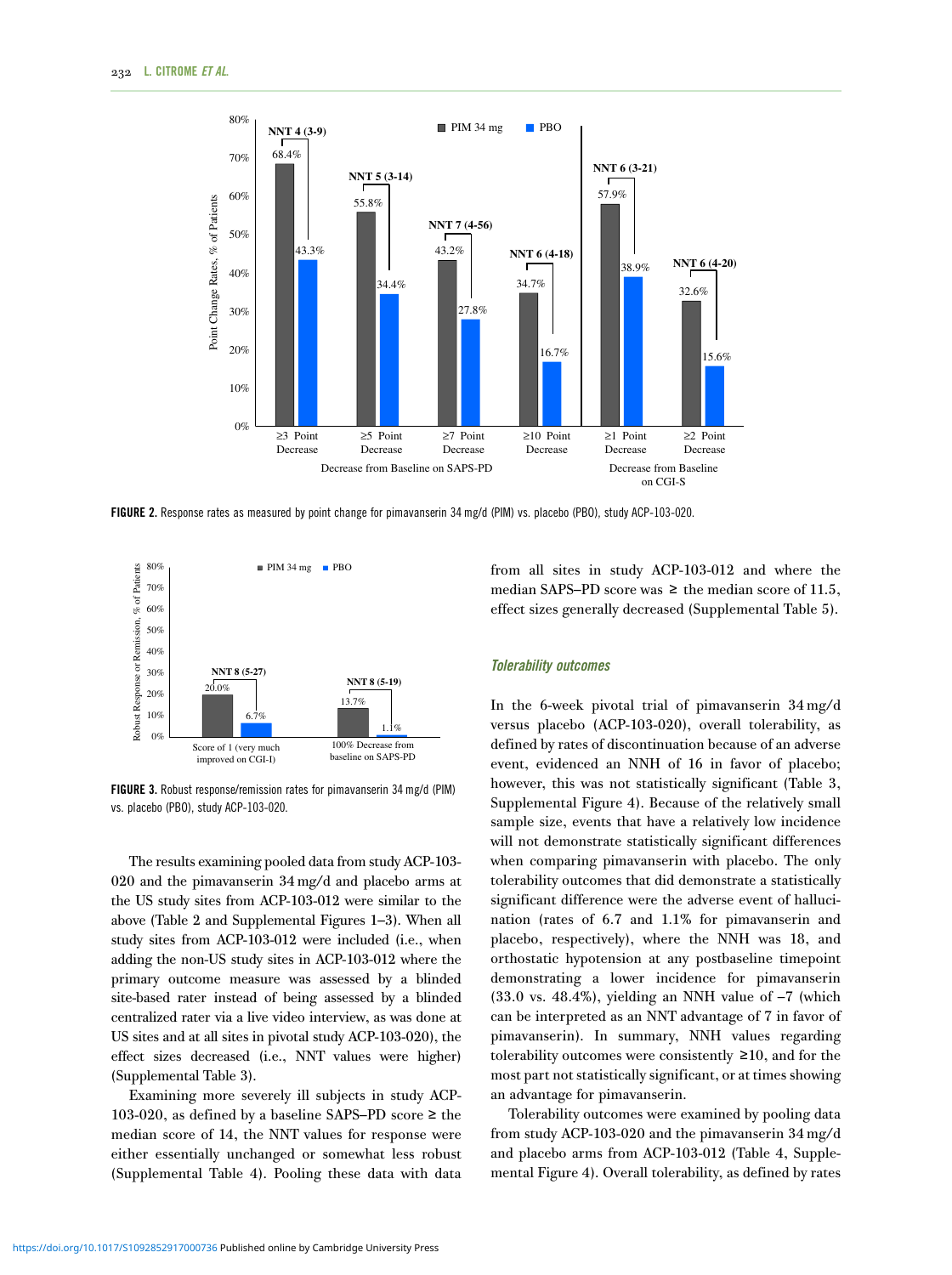**FIGURE 2.** Response rates as measured by point change for pimavanserin 34 mg/d (PIM) vs. placebo (PBO), study ACP-103-020.

**FIGURE 3.** Robust response/remission rates for pimavanserin 34 mg/d (PIM) vs. placebo (PBO), study ACP-103-020.

The results examining pooled data from study ACP-103-020 and the pimavanserin 34 mg/d and placebo arms at the US study sites from ACP-103-012 were similar to the above (Table 2 and Supplemental Figures 1–3). When all study sites from ACP-103-012 were included (i.e., when adding the non-US study sites in ACP-103-012 where the primary outcome measure was assessed by a blinded site-based rater instead of being assessed by a blinded centralized rater via a live video interview, as was done at US sites and at all sites in pivotal study ACP-103-020), the effect sizes decreased (i.e., NNT values were higher) (Supplemental Table 3).

Examining more severely ill subjects in study ACP-103-020, as defined by a baseline SAPS–PD score ≥ the median score of 14, the NNT values for response were either essentially unchanged or somewhat less robust (Supplemental Table 4). Pooling these data with data from all sites in study ACP-103-012 and where the median SAPS–PD score was ≥ the median score of 11.5, effect sizes generally decreased (Supplemental Table 5).

### *Tolerability outcomes*

In the 6-week pivotal trial of pimavanserin 34 mg/d versus placebo (ACP-103-020), overall tolerability, as defined by rates of discontinuation because of an adverse event, evidenced an NNH of 16 in favor of placebo; however, this was not statistically significant (Table 3, Supplemental Figure 4). Because of the relatively small sample size, events that have a relatively low incidence will not demonstrate statistically significant differences when comparing pimavanserin with placebo. The only tolerability outcomes that did demonstrate a statistically significant difference were the adverse event of hallucination (rates of 6.7 and 1.1% for pimavanserin and placebo, respectively), where the NNH was 18, and orthostatic hypotension at any postbaseline timepoint demonstrating a lower incidence for pimavanserin (33.0 vs. 48.4%), yielding an NNH value of −7 (which can be interpreted as an NNT advantage of 7 in favor of pimavanserin). In summary, NNH values regarding tolerability outcomes were consistently ≥10, and for the most part not statistically significant, or at times showing an advantage for pimavanserin.

Tolerability outcomes were examined by pooling data from study ACP-103-020 and the pimavanserin 34 mg/d and placebo arms from ACP-103-012 (Table 4, Supplemental Figure 4). Overall tolerability, as defined by rates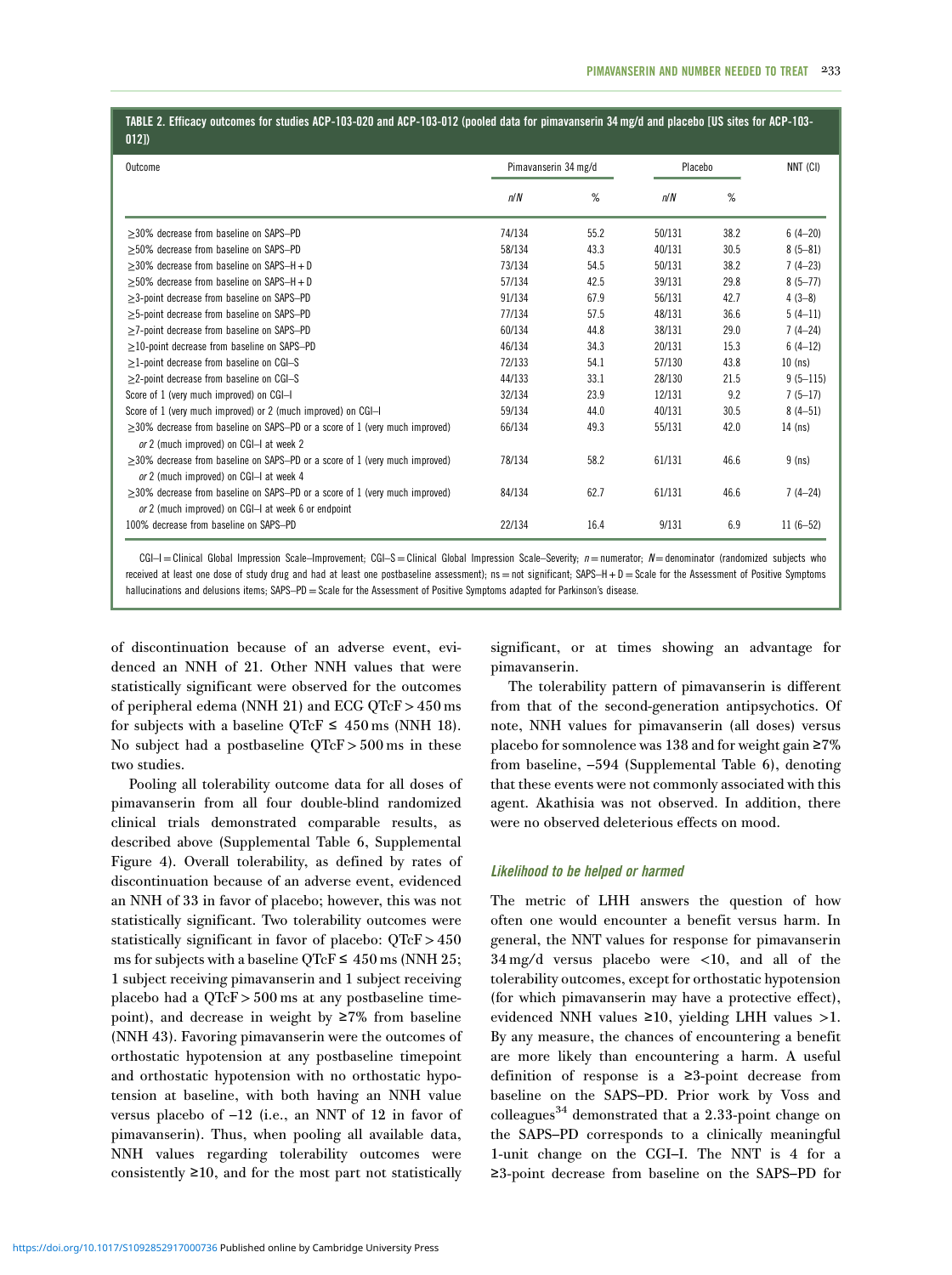**TABLE 2. Efficacy outcomes for studies ACP-103-020 and ACP-103-012 (pooled data for pimavanserin 34 mg/d and placebo [US sites for ACP-103-012])**

| Outcome | Pimavanserin 34 mg/d | | Placebo | | NNT (CI) |
|---|---|---|---|---|---|
| | n/N | % | n/N | % | |
| ≥30% decrease from baseline on SAPS–PD | 74/134 | 55.2 | 50/131 | 38.2 | 6 (4–20) |
| ≥50% decrease from baseline on SAPS–PD | 58/134 | 43.3 | 40/131 | 30.5 | 8 (5–81) |
| ≥30% decrease from baseline on SAPS–H + D | 73/134 | 54.5 | 50/131 | 38.2 | 7 (4–23) |
| ≥50% decrease from baseline on SAPS–H + D | 57/134 | 42.5 | 39/131 | 29.8 | 8 (5–77) |
| ≥3-point decrease from baseline on SAPS–PD | 91/134 | 67.9 | 56/131 | 42.7 | 4 (3–8) |
| ≥5-point decrease from baseline on SAPS–PD | 77/134 | 57.5 | 48/131 | 36.6 | 5 (4–11) |
| ≥7-point decrease from baseline on SAPS–PD | 60/134 | 44.8 | 38/131 | 29.0 | 7 (4–24) |
| ≥10-point decrease from baseline on SAPS–PD | 46/134 | 34.3 | 20/131 | 15.3 | 6 (4–12) |
| ≥1-point decrease from baseline on CGI–S | 72/133 | 54.1 | 57/130 | 43.8 | 10 (ns) |
| ≥2-point decrease from baseline on CGI–S | 44/133 | 33.1 | 28/130 | 21.5 | 9 (5–115) |
| Score of 1 (very much improved) on CGI–I | 32/134 | 23.9 | 12/131 | 9.2 | 7 (5–17) |
| Score of 1 (very much improved) or 2 (much improved) on CGI–I | 59/134 | 44.0 | 40/131 | 30.5 | 8 (4–51) |
| ≥30% decrease from baseline on SAPS–PD or a score of 1 (very much improved) *or* 2 (much improved) on CGI–I at week 2 | 66/134 | 49.3 | 55/131 | 42.0 | 14 (ns) |
| ≥30% decrease from baseline on SAPS–PD or a score of 1 (very much improved) *or* 2 (much improved) on CGI–I at week 4 | 78/134 | 58.2 | 61/131 | 46.6 | 9 (ns) |
| ≥30% decrease from baseline on SAPS–PD or a score of 1 (very much improved) *or* 2 (much improved) on CGI–I at week 6 or endpoint | 84/134 | 62.7 | 61/131 | 46.6 | 7 (4–24) |
| 100% decrease from baseline on SAPS–PD | 22/134 | 16.4 | 9/131 | 6.9 | 11 (6–52) |

CGI–I = Clinical Global Impression Scale–Improvement; CGI–S = Clinical Global Impression Scale–Severity; $n$ = numerator; $N$ = denominator (randomized subjects who received at least one dose of study drug and had at least one postbaseline assessment); ns = not significant; SAPS–H + D = Scale for the Assessment of Positive Symptoms hallucinations and delusions items; SAPS–PD = Scale for the Assessment of Positive Symptoms adapted for Parkinson's disease.

of discontinuation because of an adverse event, evidenced an NNH of 21. Other NNH values that were statistically significant were observed for the outcomes of peripheral edema (NNH 21) and ECG QTcF > 450 ms for subjects with a baseline QTcF ≤ 450 ms (NNH 18). No subject had a postbaseline QTcF > 500 ms in these two studies.

Pooling all tolerability outcome data for all doses of pimavanserin from all four double-blind randomized clinical trials demonstrated comparable results, as described above (Supplemental Table 6, Supplemental Figure 4). Overall tolerability, as defined by rates of discontinuation because of an adverse event, evidenced an NNH of 33 in favor of placebo; however, this was not statistically significant. Two tolerability outcomes were statistically significant in favor of placebo: QTcF > 450 ms for subjects with a baseline QTcF ≤ 450 ms (NNH 25; 1 subject receiving pimavanserin and 1 subject receiving placebo had a QTcF > 500 ms at any postbaseline timepoint), and decrease in weight by ≥7% from baseline (NNH 43). Favoring pimavanserin were the outcomes of orthostatic hypotension at any postbaseline timepoint and orthostatic hypotension with no orthostatic hypotension at baseline, with both having an NNH value versus placebo of −12 (i.e., an NNT of 12 in favor of pimavanserin). Thus, when pooling all available data, NNH values regarding tolerability outcomes were consistently ≥10, and for the most part not statistically significant, or at times showing an advantage for pimavanserin.

The tolerability pattern of pimavanserin is different from that of the second-generation antipsychotics. Of note, NNH values for pimavanserin (all doses) versus placebo for somnolence was 138 and for weight gain ≥7% from baseline, −594 (Supplemental Table 6), denoting that these events were not commonly associated with this agent. Akathisia was not observed. In addition, there were no observed deleterious effects on mood.

### *Likelihood to be helped or harmed*

The metric of LHH answers the question of how often one would encounter a benefit versus harm. In general, the NNT values for response for pimavanserin 34 mg/d versus placebo were <10, and all of the tolerability outcomes, except for orthostatic hypotension (for which pimavanserin may have a protective effect), evidenced NNH values ≥10, yielding LHH values >1. By any measure, the chances of encountering a benefit are more likely than encountering a harm. A useful definition of response is a ≥3-point decrease from baseline on the SAPS–PD. Prior work by Voss and colleagues[34] demonstrated that a 2.33-point change on the SAPS–PD corresponds to a clinically meaningful 1-unit change on the CGI–I. The NNT is 4 for a ≥3-point decrease from baseline on the SAPS–PD for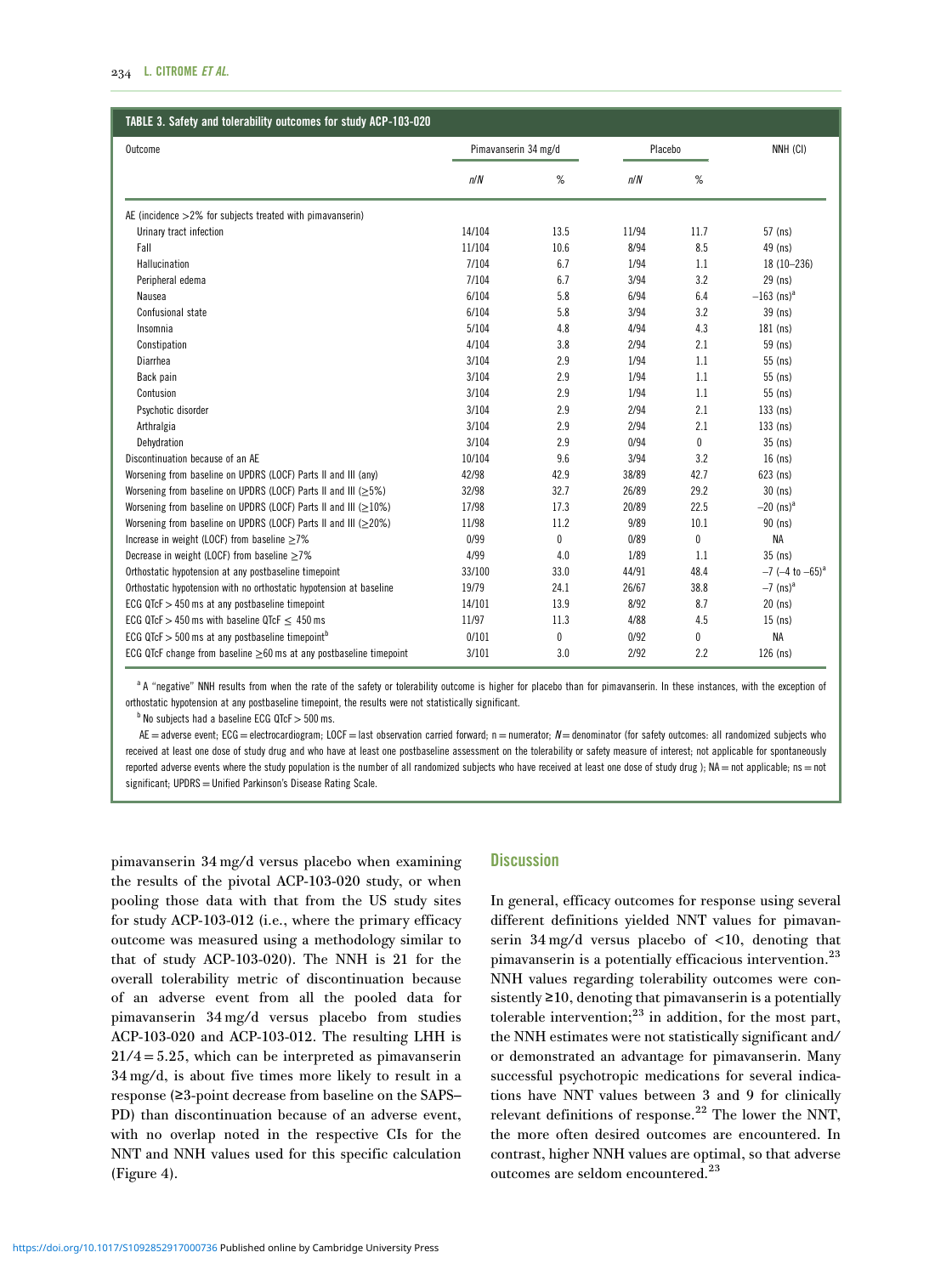**TABLE 3. Safety and tolerability outcomes for study ACP-103-020**

| Outcome | Pimavanserin 34 mg/d | | Placebo | | NNH (CI) |
|---|---|---|---|---|---|
| | n/N | % | n/N | % | |
| AE (incidence >2% for subjects treated with pimavanserin) | | | | | |
| Urinary tract infection | 14/104 | 13.5 | 11/94 | 11.7 | 57 (ns) |
| Fall | 11/104 | 10.6 | 8/94 | 8.5 | 49 (ns) |
| Hallucination | 7/104 | 6.7 | 1/94 | 1.1 | 18 (10–236) |
| Peripheral edema | 7/104 | 6.7 | 3/94 | 3.2 | 29 (ns) |
| Nausea | 6/104 | 5.8 | 6/94 | 6.4 | −163 (ns)[a] |
| Confusional state | 6/104 | 5.8 | 3/94 | 3.2 | 39 (ns) |
| Insomnia | 5/104 | 4.8 | 4/94 | 4.3 | 181 (ns) |
| Constipation | 4/104 | 3.8 | 2/94 | 2.1 | 59 (ns) |
| Diarrhea | 3/104 | 2.9 | 1/94 | 1.1 | 55 (ns) |
| Back pain | 3/104 | 2.9 | 1/94 | 1.1 | 55 (ns) |
| Contusion | 3/104 | 2.9 | 1/94 | 1.1 | 55 (ns) |
| Psychotic disorder | 3/104 | 2.9 | 2/94 | 2.1 | 133 (ns) |
| Arthralgia | 3/104 | 2.9 | 2/94 | 2.1 | 133 (ns) |
| Dehydration | 3/104 | 2.9 | 0/94 | 0 | 35 (ns) |
| Discontinuation because of an AE | 10/104 | 9.6 | 3/94 | 3.2 | 16 (ns) |
| Worsening from baseline on UPDRS (LOCF) Parts II and III (any) | 42/98 | 42.9 | 38/89 | 42.7 | 623 (ns) |
| Worsening from baseline on UPDRS (LOCF) Parts II and III (≥5%) | 32/98 | 32.7 | 26/89 | 29.2 | 30 (ns) |
| Worsening from baseline on UPDRS (LOCF) Parts II and III (≥10%) | 17/98 | 17.3 | 20/89 | 22.5 | −20 (ns)[a] |
| Worsening from baseline on UPDRS (LOCF) Parts II and III (≥20%) | 11/98 | 11.2 | 9/89 | 10.1 | 90 (ns) |
| Increase in weight (LOCF) from baseline ≥7% | 0/99 | 0 | 0/89 | 0 | NA |
| Decrease in weight (LOCF) from baseline ≥7% | 4/99 | 4.0 | 1/89 | 1.1 | 35 (ns) |
| Orthostatic hypotension at any postbaseline timepoint | 33/100 | 33.0 | 44/91 | 48.4 | −7 (−4 to −65)[a] |
| Orthostatic hypotension with no orthostatic hypotension at baseline | 19/79 | 24.1 | 26/67 | 38.8 | −7 (ns)[a] |
| ECG QTcF > 450 ms at any postbaseline timepoint | 14/101 | 13.9 | 8/92 | 8.7 | 20 (ns) |
| ECG QTcF > 450 ms with baseline QTcF ≤ 450 ms | 11/97 | 11.3 | 4/88 | 4.5 | 15 (ns) |
| ECG QTcF > 500 ms at any postbaseline timepoint[b] | 0/101 | 0 | 0/92 | 0 | NA |
| ECG QTcF change from baseline ≥60 ms at any postbaseline timepoint | 3/101 | 3.0 | 2/92 | 2.2 | 126 (ns) |

[a] A "negative" NNH results from when the rate of the safety or tolerability outcome is higher for placebo than for pimavanserin. In these instances, with the exception of orthostatic hypotension at any postbaseline timepoint, the results were not statistically significant.

[b] No subjects had a baseline ECG QTcF > 500 ms.

AE = adverse event; ECG = electrocardiogram; LOCF = last observation carried forward; n = numerator; N = denominator (for safety outcomes: all randomized subjects who received at least one dose of study drug and who have at least one postbaseline assessment on the tolerability or safety measure of interest; not applicable for spontaneously reported adverse events where the study population is the number of all randomized subjects who have received at least one dose of study drug ); NA = not applicable; ns = not significant; UPDRS = Unified Parkinson's Disease Rating Scale.

pimavanserin 34 mg/d versus placebo when examining the results of the pivotal ACP-103-020 study, or when pooling those data with that from the US study sites for study ACP-103-012 (i.e., where the primary efficacy outcome was measured using a methodology similar to that of study ACP-103-020). The NNH is 21 for the overall tolerability metric of discontinuation because of an adverse event from all the pooled data for pimavanserin 34 mg/d versus placebo from studies ACP-103-020 and ACP-103-012. The resulting LHH is 21/4 = 5.25, which can be interpreted as pimavanserin 34 mg/d, is about five times more likely to result in a response (≥3-point decrease from baseline on the SAPS–PD) than discontinuation because of an adverse event, with no overlap noted in the respective CIs for the NNT and NNH values used for this specific calculation (Figure 4).

## Discussion

In general, efficacy outcomes for response using several different definitions yielded NNT values for pimavanserin 34 mg/d versus placebo of <10, denoting that pimavanserin is a potentially efficacious intervention.[23] NNH values regarding tolerability outcomes were consistently ≥10, denoting that pimavanserin is a potentially tolerable intervention;[23] in addition, for the most part, the NNH estimates were not statistically significant and/or demonstrated an advantage for pimavanserin. Many successful psychotropic medications for several indications have NNT values between 3 and 9 for clinically relevant definitions of response.[22] The lower the NNT, the more often desired outcomes are encountered. In contrast, higher NNH values are optimal, so that adverse outcomes are seldom encountered.[23]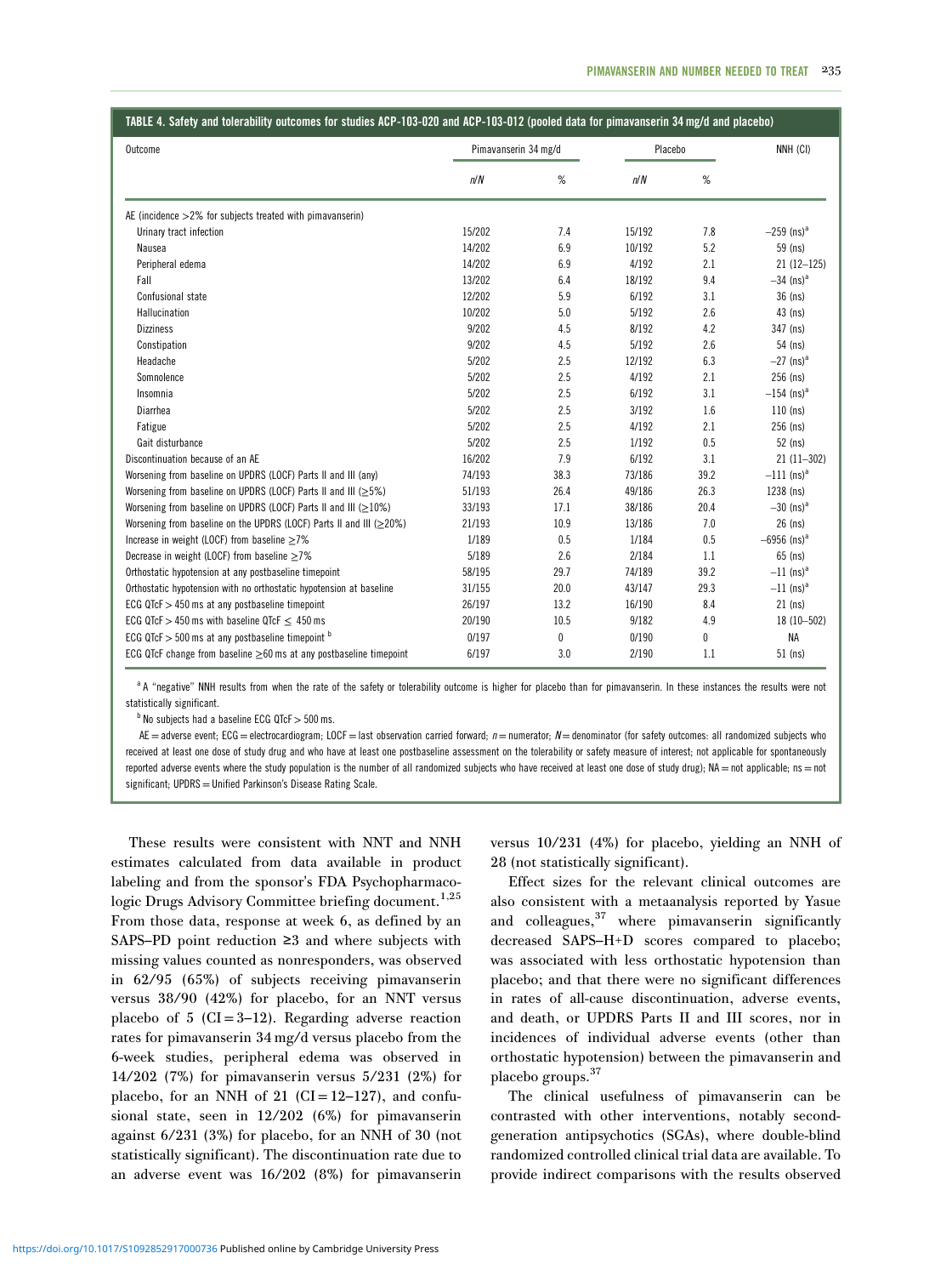**TABLE 4. Safety and tolerability outcomes for studies ACP-103-020 and ACP-103-012 (pooled data for pimavanserin 34 mg/d and placebo)**

| Outcome | Pimavanserin 34 mg/d | | Placebo | | NNH (CI) |
|---|---|---|---|---|---|
| | *n*/*N* | % | *n*/*N* | % | |
| AE (incidence >2% for subjects treated with pimavanserin) | | | | | |
| Urinary tract infection | 15/202 | 7.4 | 15/192 | 7.8 | −259 (ns)[a] |
| Nausea | 14/202 | 6.9 | 10/192 | 5.2 | 59 (ns) |
| Peripheral edema | 14/202 | 6.9 | 4/192 | 2.1 | 21 (12–125) |
| Fall | 13/202 | 6.4 | 18/192 | 9.4 | −34 (ns)[a] |
| Confusional state | 12/202 | 5.9 | 6/192 | 3.1 | 36 (ns) |
| Hallucination | 10/202 | 5.0 | 5/192 | 2.6 | 43 (ns) |
| Dizziness | 9/202 | 4.5 | 8/192 | 4.2 | 347 (ns) |
| Constipation | 9/202 | 4.5 | 5/192 | 2.6 | 54 (ns) |
| Headache | 5/202 | 2.5 | 12/192 | 6.3 | −27 (ns)[a] |
| Somnolence | 5/202 | 2.5 | 4/192 | 2.1 | 256 (ns) |
| Insomnia | 5/202 | 2.5 | 6/192 | 3.1 | −154 (ns)[a] |
| Diarrhea | 5/202 | 2.5 | 3/192 | 1.6 | 110 (ns) |
| Fatigue | 5/202 | 2.5 | 4/192 | 2.1 | 256 (ns) |
| Gait disturbance | 5/202 | 2.5 | 1/192 | 0.5 | 52 (ns) |
| Discontinuation because of an AE | 16/202 | 7.9 | 6/192 | 3.1 | 21 (11–302) |
| Worsening from baseline on UPDRS (LOCF) Parts II and III (any) | 74/193 | 38.3 | 73/186 | 39.2 | −111 (ns)[a] |
| Worsening from baseline on UPDRS (LOCF) Parts II and III (≥5%) | 51/193 | 26.4 | 49/186 | 26.3 | 1238 (ns) |
| Worsening from baseline on UPDRS (LOCF) Parts II and III (≥10%) | 33/193 | 17.1 | 38/186 | 20.4 | −30 (ns)[a] |
| Worsening from baseline on the UPDRS (LOCF) Parts II and III (≥20%) | 21/193 | 10.9 | 13/186 | 7.0 | 26 (ns) |
| Increase in weight (LOCF) from baseline ≥7% | 1/189 | 0.5 | 1/184 | 0.5 | −6956 (ns)[a] |
| Decrease in weight (LOCF) from baseline ≥7% | 5/189 | 2.6 | 2/184 | 1.1 | 65 (ns) |
| Orthostatic hypotension at any postbaseline timepoint | 58/195 | 29.7 | 74/189 | 39.2 | −11 (ns)[a] |
| Orthostatic hypotension with no orthostatic hypotension at baseline | 31/155 | 20.0 | 43/147 | 29.3 | −11 (ns)[a] |
| ECG QTcF > 450 ms at any postbaseline timepoint | 26/197 | 13.2 | 16/190 | 8.4 | 21 (ns) |
| ECG QTcF > 450 ms with baseline QTcF ≤ 450 ms | 20/190 | 10.5 | 9/182 | 4.9 | 18 (10–502) |
| ECG QTcF > 500 ms at any postbaseline timepoint [b] | 0/197 | 0 | 0/190 | 0 | NA |
| ECG QTcF change from baseline ≥60 ms at any postbaseline timepoint | 6/197 | 3.0 | 2/190 | 1.1 | 51 (ns) |

[a] A "negative" NNH results from when the rate of the safety or tolerability outcome is higher for placebo than for pimavanserin. In these instances the results were not statistically significant.

[b] No subjects had a baseline ECG QTcF > 500 ms.

AE = adverse event; ECG = electrocardiogram; LOCF = last observation carried forward; *n* = numerator; *N* = denominator (for safety outcomes: all randomized subjects who received at least one dose of study drug and who have at least one postbaseline assessment on the tolerability or safety measure of interest; not applicable for spontaneously reported adverse events where the study population is the number of all randomized subjects who have received at least one dose of study drug); NA = not applicable; ns = not significant; UPDRS = Unified Parkinson's Disease Rating Scale.

These results were consistent with NNT and NNH estimates calculated from data available in product labeling and from the sponsor's FDA Psychopharmacologic Drugs Advisory Committee briefing document.[1,25] From those data, response at week 6, as defined by an SAPS–PD point reduction ≥3 and where subjects with missing values counted as nonresponders, was observed in 62/95 (65%) of subjects receiving pimavanserin versus 38/90 (42%) for placebo, for an NNT versus placebo of 5 (CI = 3–12). Regarding adverse reaction rates for pimavanserin 34 mg/d versus placebo from the 6-week studies, peripheral edema was observed in 14/202 (7%) for pimavanserin versus 5/231 (2%) for placebo, for an NNH of 21 (CI = 12–127), and confusional state, seen in 12/202 (6%) for pimavanserin against 6/231 (3%) for placebo, for an NNH of 30 (not statistically significant). The discontinuation rate due to an adverse event was 16/202 (8%) for pimavanserin versus 10/231 (4%) for placebo, yielding an NNH of 28 (not statistically significant).

Effect sizes for the relevant clinical outcomes are also consistent with a metaanalysis reported by Yasue and colleagues,[37] where pimavanserin significantly decreased SAPS–H+D scores compared to placebo; was associated with less orthostatic hypotension than placebo; and that there were no significant differences in rates of all-cause discontinuation, adverse events, and death, or UPDRS Parts II and III scores, nor in incidences of individual adverse events (other than orthostatic hypotension) between the pimavanserin and placebo groups.[37]

The clinical usefulness of pimavanserin can be contrasted with other interventions, notably second-generation antipsychotics (SGAs), where double-blind randomized controlled clinical trial data are available. To provide indirect comparisons with the results observed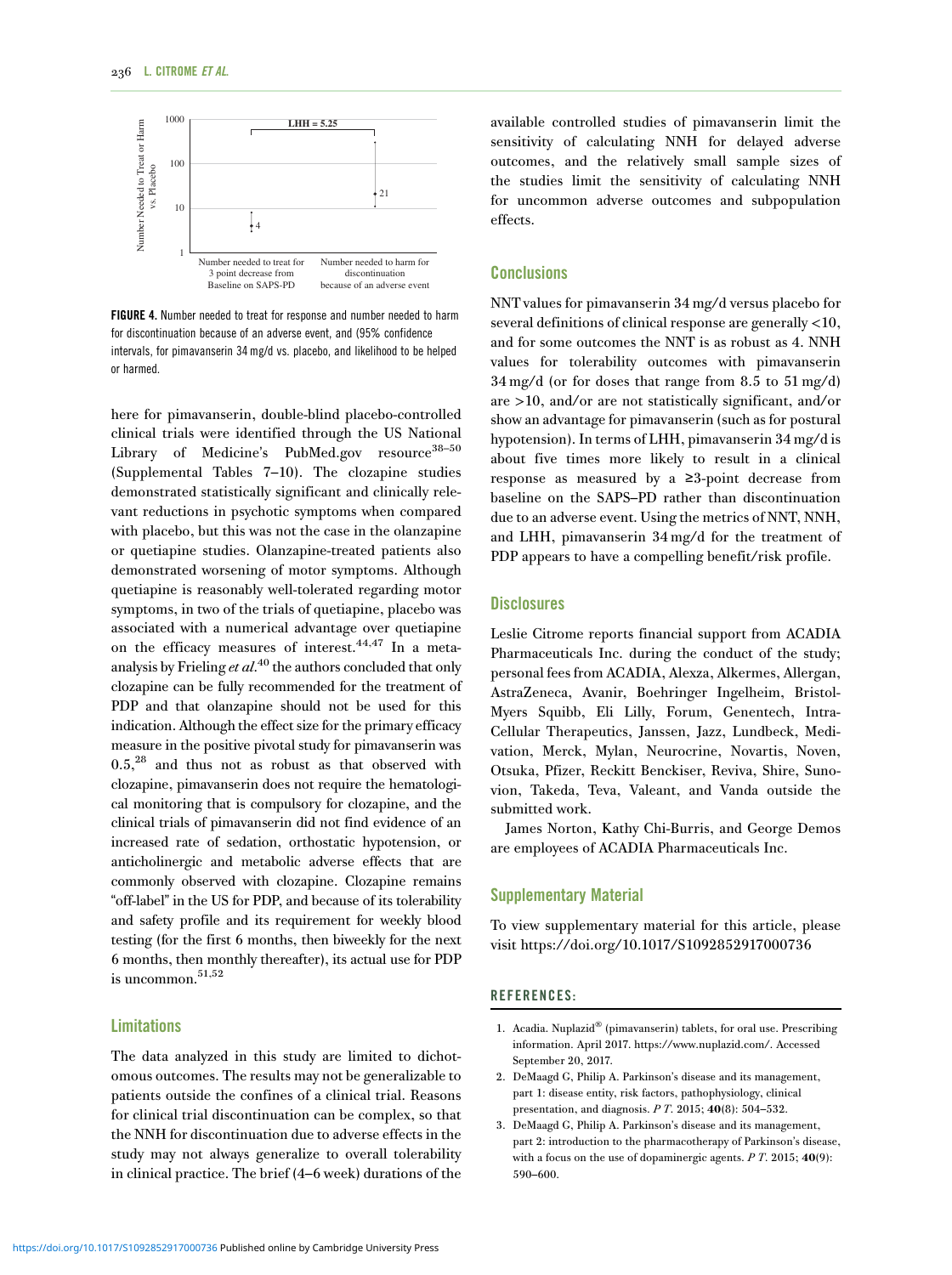FIGURE 4. Number needed to treat for response and number needed to harm for discontinuation because of an adverse event, and (95% confidence intervals, for pimavanserin 34 mg/d vs. placebo, and likelihood to be helped or harmed.

here for pimavanserin, double-blind placebo-controlled clinical trials were identified through the US National Library of Medicine's PubMed.gov resource[38–50] (Supplemental Tables 7–10). The clozapine studies demonstrated statistically significant and clinically relevant reductions in psychotic symptoms when compared with placebo, but this was not the case in the olanzapine or quetiapine studies. Olanzapine-treated patients also demonstrated worsening of motor symptoms. Although quetiapine is reasonably well-tolerated regarding motor symptoms, in two of the trials of quetiapine, placebo was associated with a numerical advantage over quetiapine on the efficacy measures of interest.[44,47] In a meta-analysis by Frieling *et al.*[40] the authors concluded that only clozapine can be fully recommended for the treatment of PDP and that olanzapine should not be used for this indication. Although the effect size for the primary efficacy measure in the positive pivotal study for pimavanserin was 0.5,[28] and thus not as robust as that observed with clozapine, pimavanserin does not require the hematological monitoring that is compulsory for clozapine, and the clinical trials of pimavanserin did not find evidence of an increased rate of sedation, orthostatic hypotension, or anticholinergic and metabolic adverse effects that are commonly observed with clozapine. Clozapine remains "off-label" in the US for PDP, and because of its tolerability and safety profile and its requirement for weekly blood testing (for the first 6 months, then biweekly for the next 6 months, then monthly thereafter), its actual use for PDP is uncommon.[51,52]

## Limitations

The data analyzed in this study are limited to dichotomous outcomes. The results may not be generalizable to patients outside the confines of a clinical trial. Reasons for clinical trial discontinuation can be complex, so that the NNH for discontinuation due to adverse effects in the study may not always generalize to overall tolerability in clinical practice. The brief (4–6 week) durations of the available controlled studies of pimavanserin limit the sensitivity of calculating NNH for delayed adverse outcomes, and the relatively small sample sizes of the studies limit the sensitivity of calculating NNH for uncommon adverse outcomes and subpopulation effects.

## Conclusions

NNT values for pimavanserin 34 mg/d versus placebo for several definitions of clinical response are generally <10, and for some outcomes the NNT is as robust as 4. NNH values for tolerability outcomes with pimavanserin 34 mg/d (or for doses that range from 8.5 to 51 mg/d) are >10, and/or are not statistically significant, and/or show an advantage for pimavanserin (such as for postural hypotension). In terms of LHH, pimavanserin 34 mg/d is about five times more likely to result in a clinical response as measured by a ≥3-point decrease from baseline on the SAPS–PD rather than discontinuation due to an adverse event. Using the metrics of NNT, NNH, and LHH, pimavanserin 34 mg/d for the treatment of PDP appears to have a compelling benefit/risk profile.

## Disclosures

Leslie Citrome reports financial support from ACADIA Pharmaceuticals Inc. during the conduct of the study; personal fees from ACADIA, Alexza, Alkermes, Allergan, AstraZeneca, Avanir, Boehringer Ingelheim, Bristol-Myers Squibb, Eli Lilly, Forum, Genentech, Intra-Cellular Therapeutics, Janssen, Jazz, Lundbeck, Medivation, Merck, Mylan, Neurocrine, Novartis, Noven, Otsuka, Pfizer, Reckitt Benckiser, Reviva, Shire, Sunovion, Takeda, Teva, Valeant, and Vanda outside the submitted work.

James Norton, Kathy Chi-Burris, and George Demos are employees of ACADIA Pharmaceuticals Inc.

## Supplementary Material

To view supplementary material for this article, please visit https://doi.org/10.1017/S1092852917000736

## REFERENCES:

1. Acadia. Nuplazid® (pimavanserin) tablets, for oral use. Prescribing information. April 2017. https://www.nuplazid.com/. Accessed September 20, 2017.
2. DeMaagd G, Philip A. Parkinson's disease and its management, part 1: disease entity, risk factors, pathophysiology, clinical presentation, and diagnosis. *P T*. 2015; **40**(8): 504–532.
3. DeMaagd G, Philip A. Parkinson's disease and its management, part 2: introduction to the pharmacotherapy of Parkinson's disease, with a focus on the use of dopaminergic agents. *P T*. 2015; **40**(9): 590–600.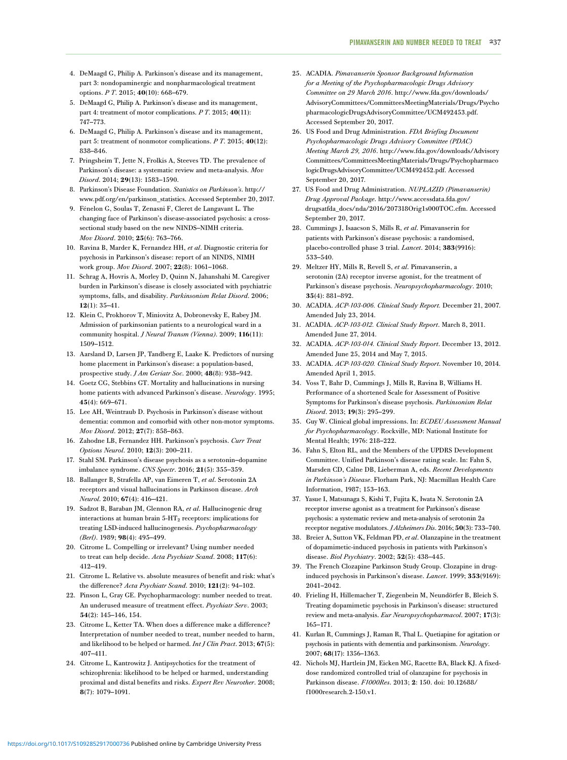4. DeMaagd G, Philip A. Parkinson's disease and its management, part 3: nondopaminergic and nonpharmacological treatment options. *P T*. 2015; **40**(10): 668–679.
5. DeMaagd G, Philip A. Parkinson's disease and its management, part 4: treatment of motor complications. *P T*. 2015; **40**(11): 747–773.
6. DeMaagd G, Philip A. Parkinson's disease and its management, part 5: treatment of nonmotor complications. *P T*. 2015; **40**(12): 838–846.
7. Pringsheim T, Jette N, Frolkis A, Steeves TD. The prevalence of Parkinson's disease: a systematic review and meta-analysis. *Mov Disord*. 2014; **29**(13): 1583–1590.
8. Parkinson's Disease Foundation. *Statistics on Parkinson's*. http://www.pdf.org/en/parkinson_statistics. Accessed September 20, 2017.
9. Fénelon G, Soulas T, Zenasni F, Cleret de Langavant L. The changing face of Parkinson's disease-associated psychosis: a cross-sectional study based on the new NINDS–NIMH criteria. *Mov Disord*. 2010; **25**(6): 763–766.
10. Ravina B, Marder K, Fernandez HH, *et al*. Diagnostic criteria for psychosis in Parkinson's disease: report of an NINDS, NIMH work group. *Mov Disord*. 2007; **22**(8): 1061–1068.
11. Schrag A, Hovris A, Morley D, Quinn N, Jahanshahi M. Caregiver burden in Parkinson's disease is closely associated with psychiatric symptoms, falls, and disability. *Parkinsonism Relat Disord*. 2006; **12**(1): 35–41.
12. Klein C, Prokhorov T, Miniovitz A, Dobronevsky E, Rabey JM. Admission of parkinsonian patients to a neurological ward in a community hospital. *J Neural Transm (Vienna)*. 2009; **116**(11): 1509–1512.
13. Aarsland D, Larsen JP, Tandberg E, Laake K. Predictors of nursing home placement in Parkinson's disease: a population-based, prospective study. *J Am Geriatr Soc*. 2000; **48**(8): 938–942.
14. Goetz CG, Stebbins GT. Mortality and hallucinations in nursing home patients with advanced Parkinson's disease. *Neurology*. 1995; **45**(4): 669–671.
15. Lee AH, Weintraub D. Psychosis in Parkinson's disease without dementia: common and comorbid with other non-motor symptoms. *Mov Disord*. 2012; **27**(7): 858–863.
16. Zahodne LB, Fernandez HH. Parkinson's psychosis. *Curr Treat Options Neurol*. 2010; **12**(3): 200–211.
17. Stahl SM. Parkinson's disease psychosis as a serotonin–dopamine imbalance syndrome. *CNS Spectr*. 2016; **21**(5): 355–359.
18. Ballanger B, Strafella AP, van Eimeren T, *et al*. Serotonin 2A receptors and visual hallucinations in Parkinson disease. *Arch Neurol*. 2010; **67**(4): 416–421.
19. Sadzot B, Baraban JM, Glennon RA, *et al*. Hallucinogenic drug interactions at human brain 5-$HT_2$ receptors: implications for treating LSD-induced hallucinogenesis. *Psychopharmacology (Berl)*. 1989; **98**(4): 495–499.
20. Citrome L. Compelling or irrelevant? Using number needed to treat can help decide. *Acta Psychiatr Scand*. 2008; **117**(6): 412–419.
21. Citrome L. Relative vs. absolute measures of benefit and risk: what's the difference? *Acta Psychiatr Scand*. 2010; **121**(2): 94–102.
22. Pinson L, Gray GE. Psychopharmacology: number needed to treat. An underused measure of treatment effect. *Psychiatr Serv*. 2003; **54**(2): 145–146, 154.
23. Citrome L, Ketter TA. When does a difference make a difference? Interpretation of number needed to treat, number needed to harm, and likelihood to be helped or harmed. *Int J Clin Pract*. 2013; **67**(5): 407–411.
24. Citrome L, Kantrowitz J. Antipsychotics for the treatment of schizophrenia: likelihood to be helped or harmed, understanding proximal and distal benefits and risks. *Expert Rev Neurother*. 2008; **8**(7): 1079–1091.
25. ACADIA. *Pimavanserin Sponsor Background Information for a Meeting of the Psychopharmacologic Drugs Advisory Committee on 29 March 2016*. http://www.fda.gov/downloads/AdvisoryCommittees/CommitteesMeetingMaterials/Drugs/PsychopharmacologicDrugsAdvisoryCommittee/UCM492453.pdf. Accessed September 20, 2017.
26. US Food and Drug Administration. *FDA Briefing Document Psychopharmacologic Drugs Advisory Committee (PDAC) Meeting March 29, 2016*. http://www.fda.gov/downloads/AdvisoryCommittees/CommitteesMeetingMaterials/Drugs/PsychopharmacologicDrugsAdvisoryCommittee/UCM492452.pdf. Accessed September 20, 2017.
27. US Food and Drug Administration. *NUPLAZID (Pimavanserin) Drug Approval Package*. http://www.accessdata.fda.gov/drugsatfda_docs/nda/2016/207318Orig1s000TOC.cfm. Accessed September 20, 2017.
28. Cummings J, Isaacson S, Mills R, *et al*. Pimavanserin for patients with Parkinson's disease psychosis: a randomised, placebo-controlled phase 3 trial. *Lancet*. 2014; **383**(9916): 533–540.
29. Meltzer HY, Mills R, Revell S, *et al*. Pimavanserin, a serotonin (2A) receptor inverse agonist, for the treatment of Parkinson's disease psychosis. *Neuropsychopharmacology*. 2010; **35**(4): 881–892.
30. ACADIA. *ACP-103-006. Clinical Study Report.* December 21, 2007. Amended July 23, 2014.
31. ACADIA. *ACP-103-012. Clinical Study Report*. March 8, 2011. Amended June 27, 2014.
32. ACADIA. *ACP-103-014. Clinical Study Report*. December 13, 2012. Amended June 25, 2014 and May 7, 2015.
33. ACADIA. *ACP-103-020. Clinical Study Report*. November 10, 2014. Amended April 1, 2015.
34. Voss T, Bahr D, Cummings J, Mills R, Ravina B, Williams H. Performance of a shortened Scale for Assessment of Positive Symptoms for Parkinson's disease psychosis. *Parkinsonism Relat Disord*. 2013; **19**(3): 295–299.
35. Guy W. Clinical global impressions. In: *ECDEU Assessment Manual for Psychopharmacology*. Rockville, MD: National Institute for Mental Health; 1976: 218–222.
36. Fahn S, Elton RL, and the Members of the UPDRS Development Committee. Unified Parkinson's disease rating scale. In: Fahn S, Marsden CD, Calne DB, Lieberman A, eds. *Recent Developments in Parkinson's Disease*. Florham Park, NJ: Macmillan Health Care Information, 1987; 153–163.
37. Yasue I, Matsunaga S, Kishi T, Fujita K, Iwata N. Serotonin 2A receptor inverse agonist as a treatment for Parkinson's disease psychosis: a systematic review and meta-analysis of serotonin 2a receptor negative modulators. *J Alzheimers Dis*. 2016; **50**(3): 733–740.
38. Breier A, Sutton VK, Feldman PD, *et al*. Olanzapine in the treatment of dopamimetic-induced psychosis in patients with Parkinson's disease. *Biol Psychiatry*. 2002; **52**(5): 438–445.
39. The French Clozapine Parkinson Study Group. Clozapine in drug-induced psychosis in Parkinson's disease. *Lancet*. 1999; **353**(9169): 2041–2042.
40. Frieling H, Hillemacher T, Ziegenbein M, Neundörfer B, Bleich S. Treating dopamimetic psychosis in Parkinson's disease: structured review and meta-analysis. *Eur Neuropsychopharmacol*. 2007; **17**(3): 165–171.
41. Kurlan R, Cummings J, Raman R, Thal L. Quetiapine for agitation or psychosis in patients with dementia and parkinsonism. *Neurology*. 2007; **68**(17): 1356–1363.
42. Nichols MJ, Hartlein JM, Eicken MG, Racette BA, Black KJ. A fixed-dose randomized controlled trial of olanzapine for psychosis in Parkinson disease. *F1000Res*. 2013; **2**: 150. doi: 10.12688/f1000research.2-150.v1.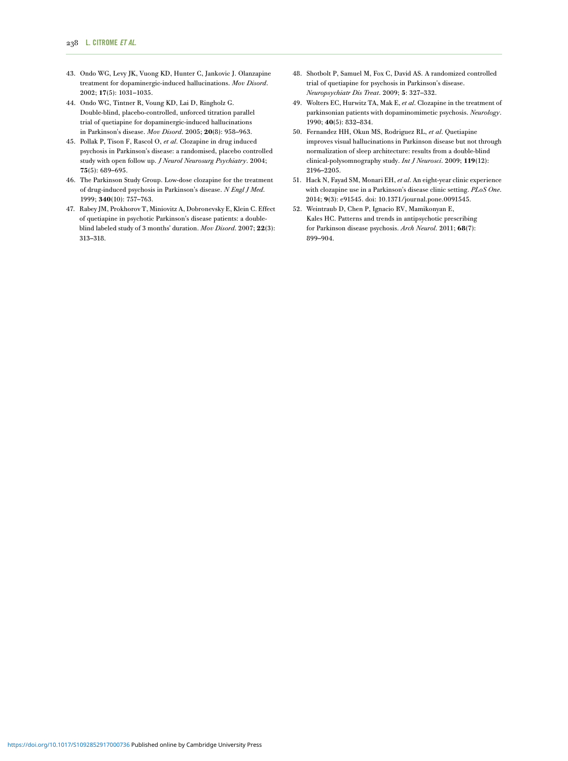43. Ondo WG, Levy JK, Vuong KD, Hunter C, Jankovic J. Olanzapine treatment for dopaminergic-induced hallucinations. *Mov Disord*. 2002; **17**(5): 1031–1035.
44. Ondo WG, Tintner R, Voung KD, Lai D, Ringholz G. Double-blind, placebo-controlled, unforced titration parallel trial of quetiapine for dopaminergic-induced hallucinations in Parkinson's disease. *Mov Disord*. 2005; **20**(8): 958–963.
45. Pollak P, Tison F, Rascol O, *et al*. Clozapine in drug induced psychosis in Parkinson's disease: a randomised, placebo controlled study with open follow up. *J Neurol Neurosurg Psychiatry*. 2004; **75**(5): 689–695.
46. The Parkinson Study Group. Low-dose clozapine for the treatment of drug-induced psychosis in Parkinson's disease. *N Engl J Med*. 1999; **340**(10): 757–763.
47. Rabey JM, Prokhorov T, Miniovitz A, Dobronevsky E, Klein C. Effect of quetiapine in psychotic Parkinson's disease patients: a double-blind labeled study of 3 months' duration. *Mov Disord*. 2007; **22**(3): 313–318.
48. Shotbolt P, Samuel M, Fox C, David AS. A randomized controlled trial of quetiapine for psychosis in Parkinson's disease. *Neuropsychiatr Dis Treat*. 2009; **5**: 327–332.
49. Wolters EC, Hurwitz TA, Mak E, *et al*. Clozapine in the treatment of parkinsonian patients with dopaminomimetic psychosis. *Neurology*. 1990; **40**(5): 832–834.
50. Fernandez HH, Okun MS, Rodriguez RL, *et al*. Quetiapine improves visual hallucinations in Parkinson disease but not through normalization of sleep architecture: results from a double-blind clinical-polysomnography study. *Int J Neurosci*. 2009; **119**(12): 2196–2205.
51. Hack N, Fayad SM, Monari EH, *et al*. An eight-year clinic experience with clozapine use in a Parkinson's disease clinic setting. *PLoS One*. 2014; **9**(3): e91545. doi: 10.1371/journal.pone.0091545.
52. Weintraub D, Chen P, Ignacio RV, Mamikonyan E, Kales HC. Patterns and trends in antipsychotic prescribing for Parkinson disease psychosis. *Arch Neurol*. 2011; **68**(7): 899–904.